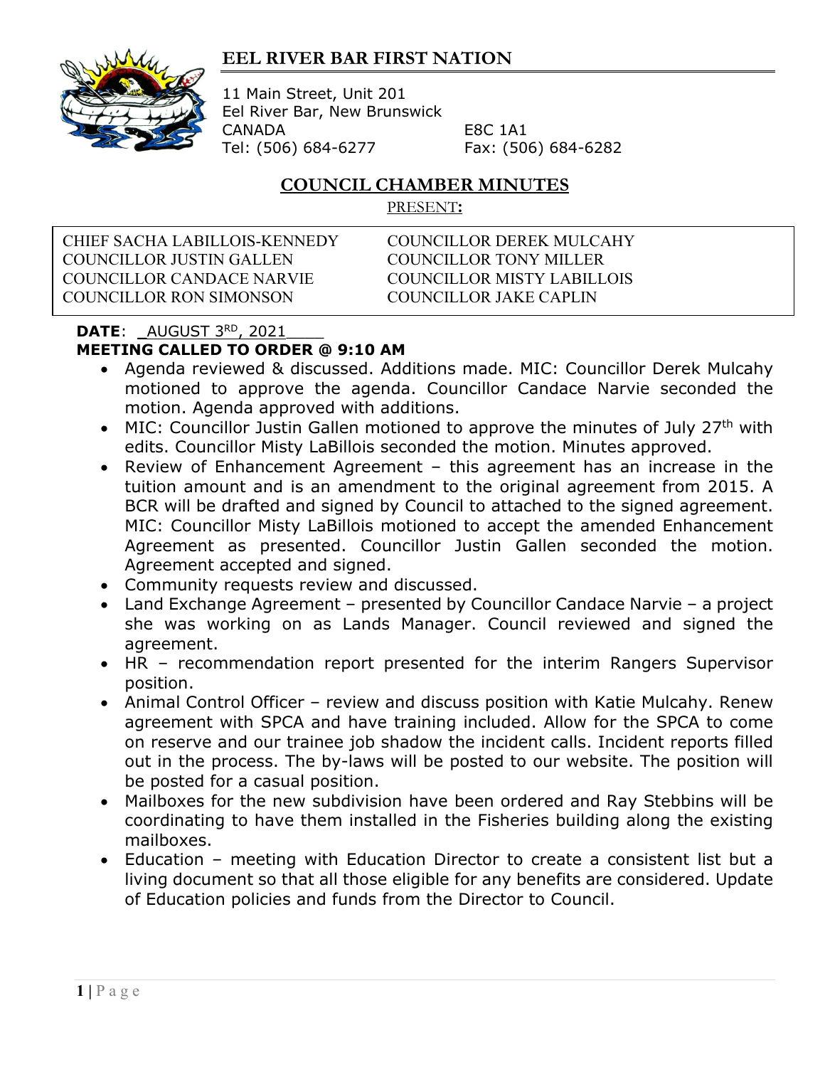# EEL RIVER BAR FIRST NATION

11 Main Street, Unit 201
Eel River Bar, New Brunswick
CANADA E8C 1A1
Tel: (506) 684-6277 Fax: (506) 684-6282

## COUNCIL CHAMBER MINUTES

PRESENT:

| | |
|---|---|
| CHIEF SACHA LABILLOIS-KENNEDY | COUNCILLOR DEREK MULCAHY |
| COUNCILLOR JUSTIN GALLEN | COUNCILLOR TONY MILLER |
| COUNCILLOR CANDACE NARVIE | COUNCILLOR MISTY LABILLOIS |
| COUNCILLOR RON SIMONSON | COUNCILLOR JAKE CAPLIN |

**DATE**: AUGUST 3RD, 2021

**MEETING CALLED TO ORDER @ 9:10 AM**

- Agenda reviewed & discussed. Additions made. MIC: Councillor Derek Mulcahy motioned to approve the agenda. Councillor Candace Narvie seconded the motion. Agenda approved with additions.
- MIC: Councillor Justin Gallen motioned to approve the minutes of July 27th with edits. Councillor Misty LaBillois seconded the motion. Minutes approved.
- Review of Enhancement Agreement – this agreement has an increase in the tuition amount and is an amendment to the original agreement from 2015. A BCR will be drafted and signed by Council to attached to the signed agreement. MIC: Councillor Misty LaBillois motioned to accept the amended Enhancement Agreement as presented. Councillor Justin Gallen seconded the motion. Agreement accepted and signed.
- Community requests review and discussed.
- Land Exchange Agreement – presented by Councillor Candace Narvie – a project she was working on as Lands Manager. Council reviewed and signed the agreement.
- HR – recommendation report presented for the interim Rangers Supervisor position.
- Animal Control Officer – review and discuss position with Katie Mulcahy. Renew agreement with SPCA and have training included. Allow for the SPCA to come on reserve and our trainee job shadow the incident calls. Incident reports filled out in the process. The by-laws will be posted to our website. The position will be posted for a casual position.
- Mailboxes for the new subdivision have been ordered and Ray Stebbins will be coordinating to have them installed in the Fisheries building along the existing mailboxes.
- Education – meeting with Education Director to create a consistent list but a living document so that all those eligible for any benefits are considered. Update of Education policies and funds from the Director to Council.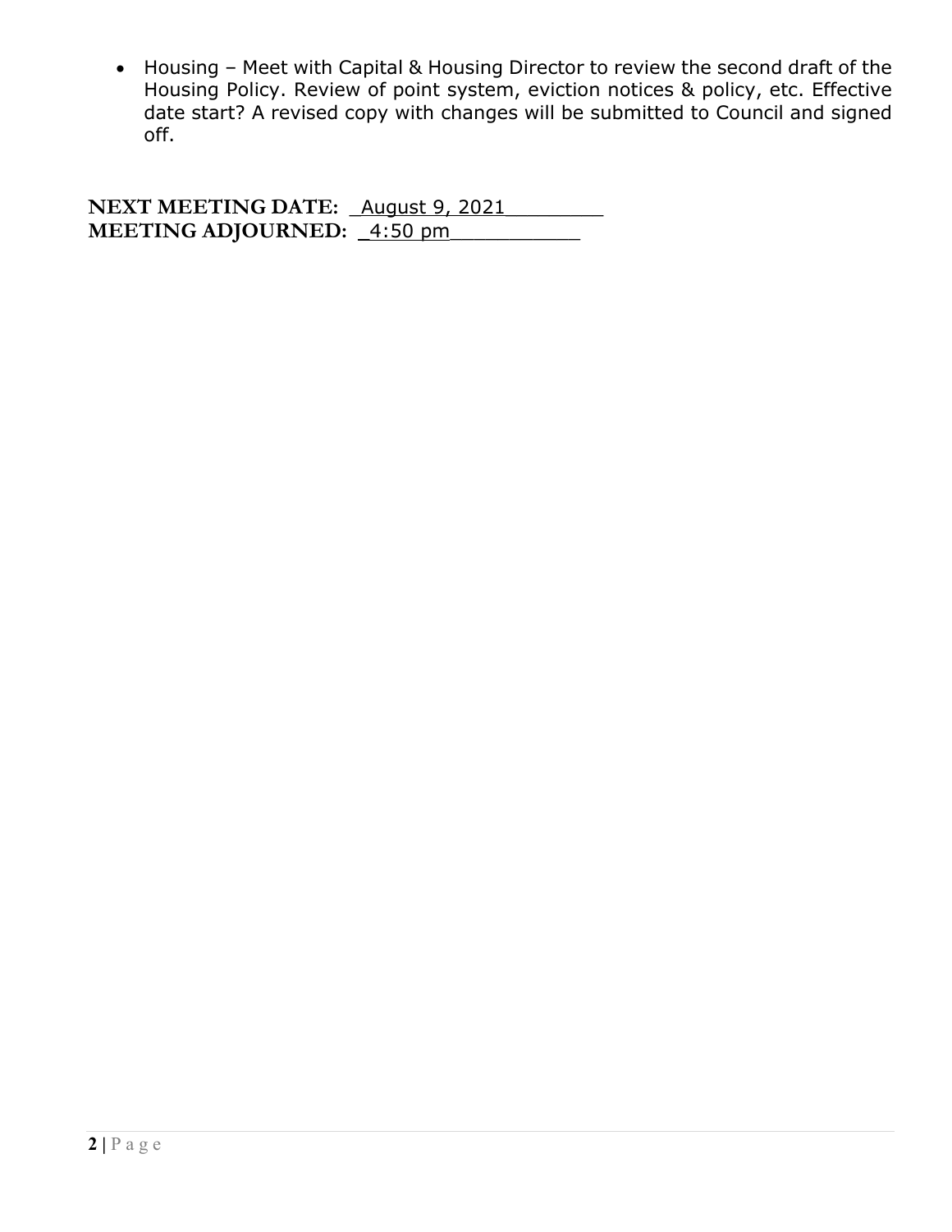- Housing – Meet with Capital & Housing Director to review the second draft of the Housing Policy. Review of point system, eviction notices & policy, etc. Effective date start? A revised copy with changes will be submitted to Council and signed off.

**NEXT MEETING DATE:** August 9, 2021
**MEETING ADJOURNED:** 4:50 pm